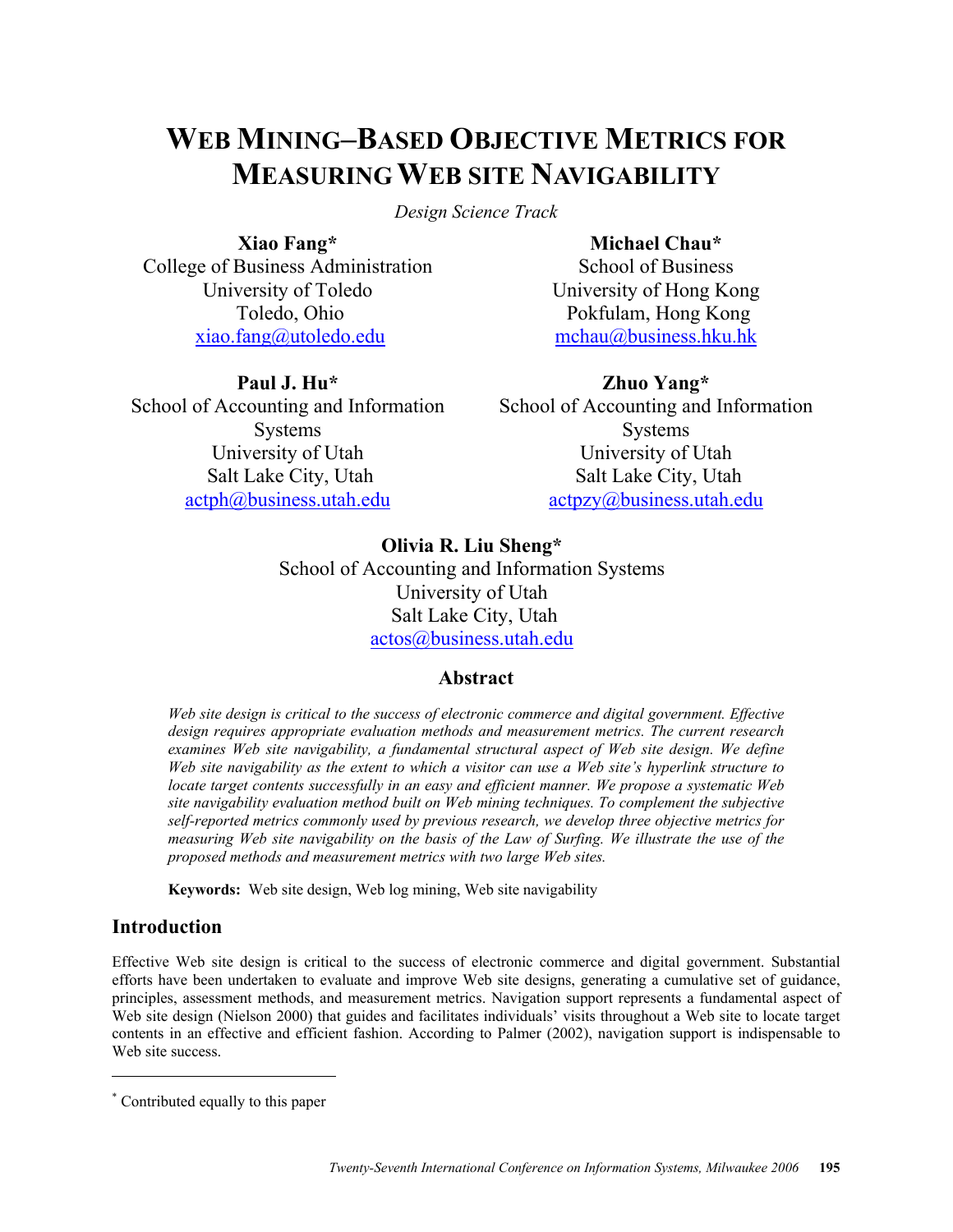# WEB MINING–BASED OBJECTIVE METRICS FOR MEASURING WEB SITE NAVIGABILITY

*Design Science Track*

**Xiao Fang***
College of Business Administration
University of Toledo
Toledo, Ohio
xiao.fang@utoledo.edu

**Michael Chau***
School of Business
University of Hong Kong
Pokfulam, Hong Kong
mchau@business.hku.hk

**Paul J. Hu***
School of Accounting and Information Systems
University of Utah
Salt Lake City, Utah
actph@business.utah.edu

**Zhuo Yang***
School of Accounting and Information Systems
University of Utah
Salt Lake City, Utah
actpzy@business.utah.edu

**Olivia R. Liu Sheng***
School of Accounting and Information Systems
University of Utah
Salt Lake City, Utah
actos@business.utah.edu

## Abstract

*Web site design is critical to the success of electronic commerce and digital government. Effective design requires appropriate evaluation methods and measurement metrics. The current research examines Web site navigability, a fundamental structural aspect of Web site design. We define Web site navigability as the extent to which a visitor can use a Web site's hyperlink structure to locate target contents successfully in an easy and efficient manner. We propose a systematic Web site navigability evaluation method built on Web mining techniques. To complement the subjective self-reported metrics commonly used by previous research, we develop three objective metrics for measuring Web site navigability on the basis of the Law of Surfing. We illustrate the use of the proposed methods and measurement metrics with two large Web sites.*

**Keywords:** Web site design, Web log mining, Web site navigability

## Introduction

Effective Web site design is critical to the success of electronic commerce and digital government. Substantial efforts have been undertaken to evaluate and improve Web site designs, generating a cumulative set of guidance, principles, assessment methods, and measurement metrics. Navigation support represents a fundamental aspect of Web site design (Nielson 2000) that guides and facilitates individuals' visits throughout a Web site to locate target contents in an effective and efficient fashion. According to Palmer (2002), navigation support is indispensable to Web site success.

---

* Contributed equally to this paper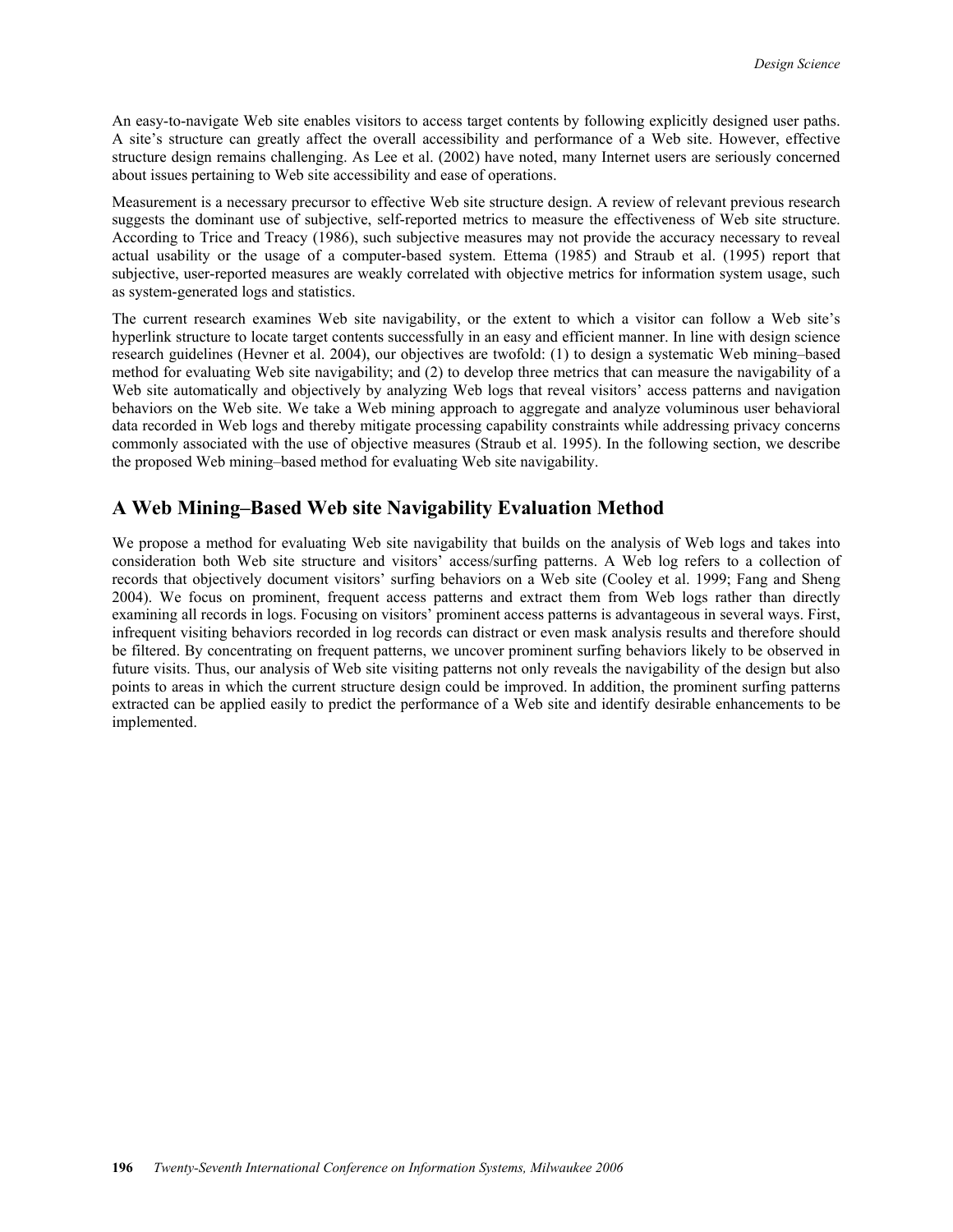An easy-to-navigate Web site enables visitors to access target contents by following explicitly designed user paths. A site's structure can greatly affect the overall accessibility and performance of a Web site. However, effective structure design remains challenging. As Lee et al. (2002) have noted, many Internet users are seriously concerned about issues pertaining to Web site accessibility and ease of operations.

Measurement is a necessary precursor to effective Web site structure design. A review of relevant previous research suggests the dominant use of subjective, self-reported metrics to measure the effectiveness of Web site structure. According to Trice and Treacy (1986), such subjective measures may not provide the accuracy necessary to reveal actual usability or the usage of a computer-based system. Ettema (1985) and Straub et al. (1995) report that subjective, user-reported measures are weakly correlated with objective metrics for information system usage, such as system-generated logs and statistics.

The current research examines Web site navigability, or the extent to which a visitor can follow a Web site's hyperlink structure to locate target contents successfully in an easy and efficient manner. In line with design science research guidelines (Hevner et al. 2004), our objectives are twofold: (1) to design a systematic Web mining–based method for evaluating Web site navigability; and (2) to develop three metrics that can measure the navigability of a Web site automatically and objectively by analyzing Web logs that reveal visitors' access patterns and navigation behaviors on the Web site. We take a Web mining approach to aggregate and analyze voluminous user behavioral data recorded in Web logs and thereby mitigate processing capability constraints while addressing privacy concerns commonly associated with the use of objective measures (Straub et al. 1995). In the following section, we describe the proposed Web mining–based method for evaluating Web site navigability.

## A Web Mining–Based Web site Navigability Evaluation Method

We propose a method for evaluating Web site navigability that builds on the analysis of Web logs and takes into consideration both Web site structure and visitors' access/surfing patterns. A Web log refers to a collection of records that objectively document visitors' surfing behaviors on a Web site (Cooley et al. 1999; Fang and Sheng 2004). We focus on prominent, frequent access patterns and extract them from Web logs rather than directly examining all records in logs. Focusing on visitors' prominent access patterns is advantageous in several ways. First, infrequent visiting behaviors recorded in log records can distract or even mask analysis results and therefore should be filtered. By concentrating on frequent patterns, we uncover prominent surfing behaviors likely to be observed in future visits. Thus, our analysis of Web site visiting patterns not only reveals the navigability of the design but also points to areas in which the current structure design could be improved. In addition, the prominent surfing patterns extracted can be applied easily to predict the performance of a Web site and identify desirable enhancements to be implemented.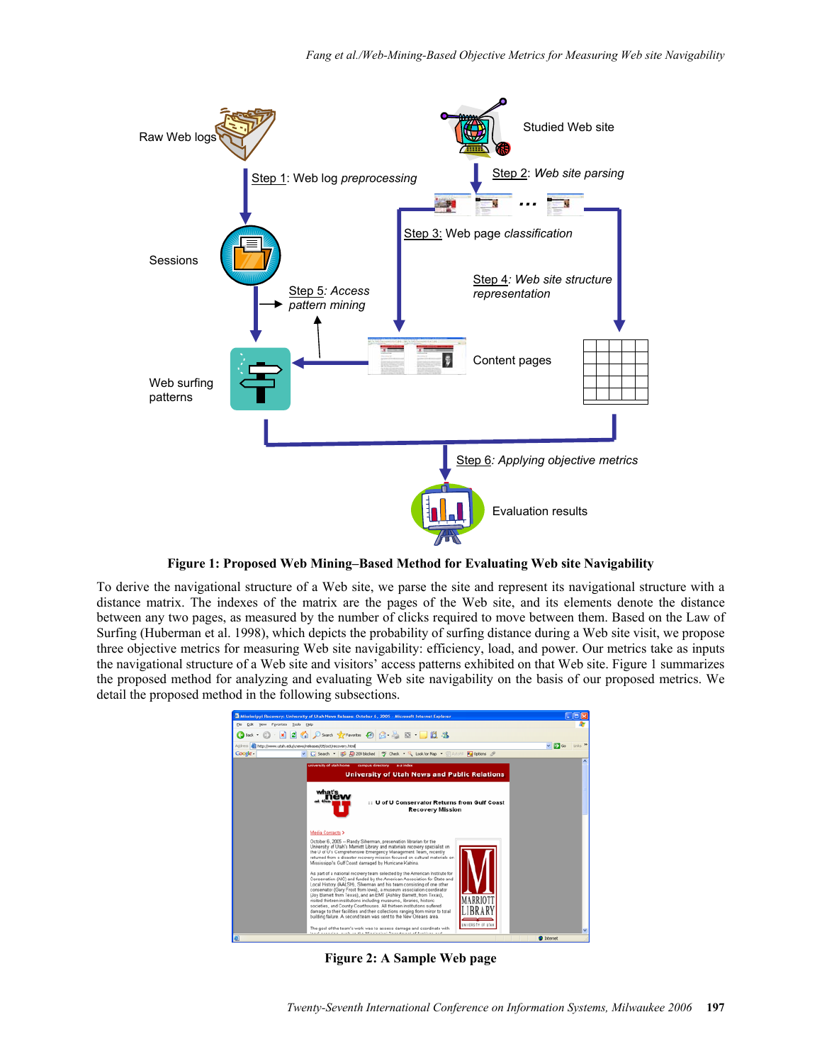**Figure 1: Proposed Web Mining–Based Method for Evaluating Web site Navigability**

To derive the navigational structure of a Web site, we parse the site and represent its navigational structure with a distance matrix. The indexes of the matrix are the pages of the Web site, and its elements denote the distance between any two pages, as measured by the number of clicks required to move between them. Based on the Law of Surfing (Huberman et al. 1998), which depicts the probability of surfing distance during a Web site visit, we propose three objective metrics for measuring Web site navigability: efficiency, load, and power. Our metrics take as inputs the navigational structure of a Web site and visitors' access patterns exhibited on that Web site. Figure 1 summarizes the proposed method for analyzing and evaluating Web site navigability on the basis of our proposed metrics. We detail the proposed method in the following subsections.

**Figure 2: A Sample Web page**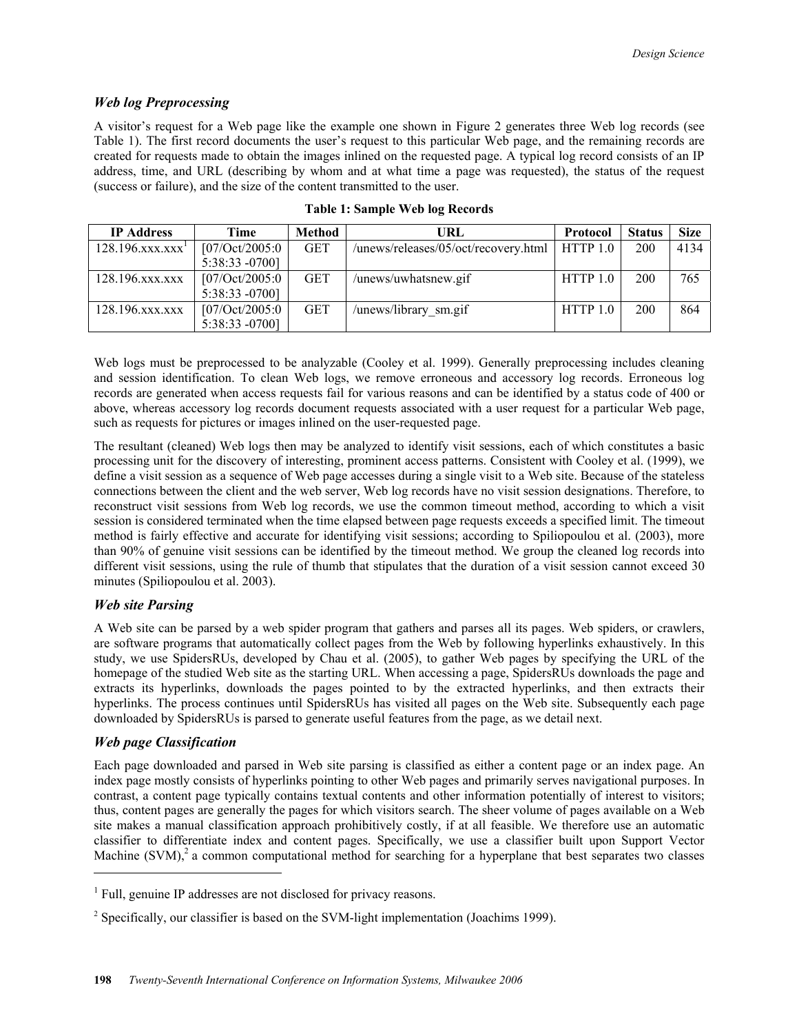### *Web log Preprocessing*

A visitor's request for a Web page like the example one shown in Figure 2 generates three Web log records (see Table 1). The first record documents the user's request to this particular Web page, and the remaining records are created for requests made to obtain the images inlined on the requested page. A typical log record consists of an IP address, time, and URL (describing by whom and at what time a page was requested), the status of the request (success or failure), and the size of the content transmitted to the user.

**Table 1: Sample Web log Records**

| IP Address | Time | Method | URL | Protocol | Status | Size |
|---|---|---|---|---|---|---|
| 128.196.xxx.xxx[1] | [07/Oct/2005:05:38:33 -0700] | GET | /unews/releases/05/oct/recovery.html | HTTP 1.0 | 200 | 4134 |
| 128.196.xxx.xxx | [07/Oct/2005:05:38:33 -0700] | GET | /unews/uwhatsnew.gif | HTTP 1.0 | 200 | 765 |
| 128.196.xxx.xxx | [07/Oct/2005:05:38:33 -0700] | GET | /unews/library_sm.gif | HTTP 1.0 | 200 | 864 |

Web logs must be preprocessed to be analyzable (Cooley et al. 1999). Generally preprocessing includes cleaning and session identification. To clean Web logs, we remove erroneous and accessory log records. Erroneous log records are generated when access requests fail for various reasons and can be identified by a status code of 400 or above, whereas accessory log records document requests associated with a user request for a particular Web page, such as requests for pictures or images inlined on the user-requested page.

The resultant (cleaned) Web logs then may be analyzed to identify visit sessions, each of which constitutes a basic processing unit for the discovery of interesting, prominent access patterns. Consistent with Cooley et al. (1999), we define a visit session as a sequence of Web page accesses during a single visit to a Web site. Because of the stateless connections between the client and the web server, Web log records have no visit session designations. Therefore, to reconstruct visit sessions from Web log records, we use the common timeout method, according to which a visit session is considered terminated when the time elapsed between page requests exceeds a specified limit. The timeout method is fairly effective and accurate for identifying visit sessions; according to Spiliopoulou et al. (2003), more than 90% of genuine visit sessions can be identified by the timeout method. We group the cleaned log records into different visit sessions, using the rule of thumb that stipulates that the duration of a visit session cannot exceed 30 minutes (Spiliopoulou et al. 2003).

### *Web site Parsing*

A Web site can be parsed by a web spider program that gathers and parses all its pages. Web spiders, or crawlers, are software programs that automatically collect pages from the Web by following hyperlinks exhaustively. In this study, we use SpidersRUs, developed by Chau et al. (2005), to gather Web pages by specifying the URL of the homepage of the studied Web site as the starting URL. When accessing a page, SpidersRUs downloads the page and extracts its hyperlinks, downloads the pages pointed to by the extracted hyperlinks, and then extracts their hyperlinks. The process continues until SpidersRUs has visited all pages on the Web site. Subsequently each page downloaded by SpidersRUs is parsed to generate useful features from the page, as we detail next.

### *Web page Classification*

Each page downloaded and parsed in Web site parsing is classified as either a content page or an index page. An index page mostly consists of hyperlinks pointing to other Web pages and primarily serves navigational purposes. In contrast, a content page typically contains textual contents and other information potentially of interest to visitors; thus, content pages are generally the pages for which visitors search. The sheer volume of pages available on a Web site makes a manual classification approach prohibitively costly, if at all feasible. We therefore use an automatic classifier to differentiate index and content pages. Specifically, we use a classifier built upon Support Vector Machine (SVM),[2] a common computational method for searching for a hyperplane that best separates two classes

---

[1] Full, genuine IP addresses are not disclosed for privacy reasons.

[2] Specifically, our classifier is based on the SVM-light implementation (Joachims 1999).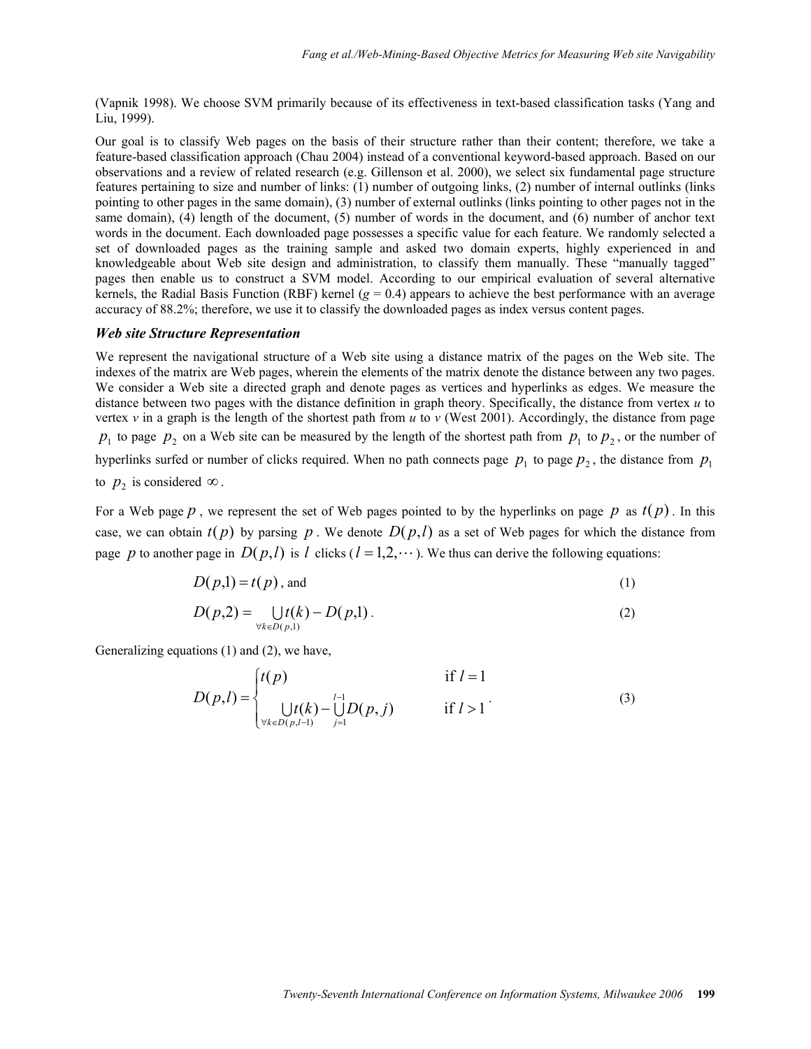(Vapnik 1998). We choose SVM primarily because of its effectiveness in text-based classification tasks (Yang and Liu, 1999).

Our goal is to classify Web pages on the basis of their structure rather than their content; therefore, we take a feature-based classification approach (Chau 2004) instead of a conventional keyword-based approach. Based on our observations and a review of related research (e.g. Gillenson et al. 2000), we select six fundamental page structure features pertaining to size and number of links: (1) number of outgoing links, (2) number of internal outlinks (links pointing to other pages in the same domain), (3) number of external outlinks (links pointing to other pages not in the same domain), (4) length of the document, (5) number of words in the document, and (6) number of anchor text words in the document. Each downloaded page possesses a specific value for each feature. We randomly selected a set of downloaded pages as the training sample and asked two domain experts, highly experienced in and knowledgeable about Web site design and administration, to classify them manually. These "manually tagged" pages then enable us to construct a SVM model. According to our empirical evaluation of several alternative kernels, the Radial Basis Function (RBF) kernel ($g = 0.4$) appears to achieve the best performance with an average accuracy of 88.2%; therefore, we use it to classify the downloaded pages as index versus content pages.

### *Web site Structure Representation*

We represent the navigational structure of a Web site using a distance matrix of the pages on the Web site. The indexes of the matrix are Web pages, wherein the elements of the matrix denote the distance between any two pages. We consider a Web site a directed graph and denote pages as vertices and hyperlinks as edges. We measure the distance between two pages with the distance definition in graph theory. Specifically, the distance from vertex $u$ to vertex $v$ in a graph is the length of the shortest path from $u$ to $v$ (West 2001). Accordingly, the distance from page $p_1$ to page $p_2$ on a Web site can be measured by the length of the shortest path from $p_1$ to $p_2$, or the number of hyperlinks surfed or number of clicks required. When no path connects page $p_1$ to page $p_2$, the distance from $p_1$ to $p_2$ is considered $\infty$.

For a Web page $p$, we represent the set of Web pages pointed to by the hyperlinks on page $p$ as $t(p)$. In this case, we can obtain $t(p)$ by parsing $p$. We denote $D(p,l)$ as a set of Web pages for which the distance from page $p$ to another page in $D(p,l)$ is $l$ clicks ($l = 1, 2, \cdots$). We thus can derive the following equations:

$$D(p,1) = t(p) \text{, and} \tag{1}$$

$$D(p,2) = \bigcup_{\forall k \in D(p,1)} t(k) - D(p,1) . \tag{2}$$

Generalizing equations (1) and (2), we have,

$$D(p,l) = \begin{cases} t(p) & \text{if } l = 1 \\ \bigcup_{\forall k \in D(p,l-1)} t(k) - \bigcup_{j=1}^{l-1} D(p,j) & \text{if } l > 1 \end{cases} . \tag{3}$$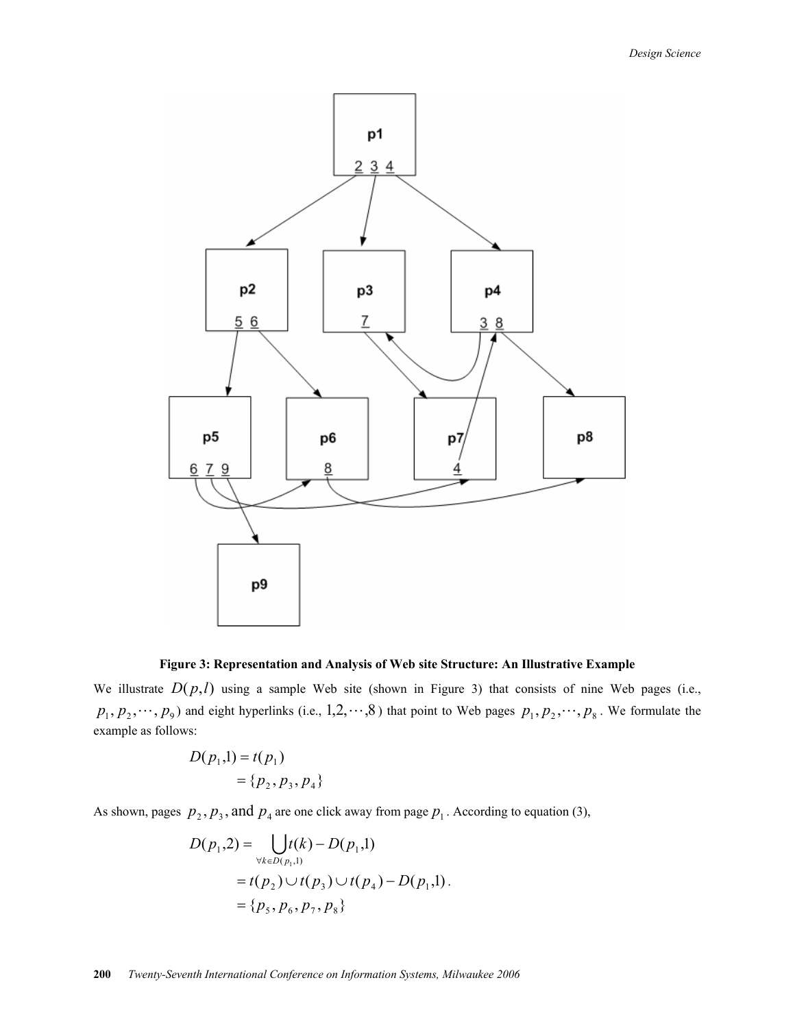**Figure 3: Representation and Analysis of Web site Structure: An Illustrative Example**

We illustrate $D(p,l)$ using a sample Web site (shown in Figure 3) that consists of nine Web pages (i.e., $p_1, p_2, \cdots, p_9$) and eight hyperlinks (i.e., $1, 2, \cdots, 8$) that point to Web pages $p_1, p_2, \cdots, p_8$. We formulate the example as follows:

$$
\begin{aligned}
D(p_1, 1) &= t(p_1) \\
&= \{p_2, p_3, p_4\}
\end{aligned}
$$

As shown, pages $p_2, p_3$, and $p_4$ are one click away from page $p_1$. According to equation (3),

$$
\begin{aligned}
D(p_1, 2) &= \bigcup_{\forall k \in D(p_1, 1)} t(k) - D(p_1, 1) \\
&= t(p_2) \cup t(p_3) \cup t(p_4) - D(p_1, 1). \\
&= \{p_5, p_6, p_7, p_8\}
\end{aligned}
$$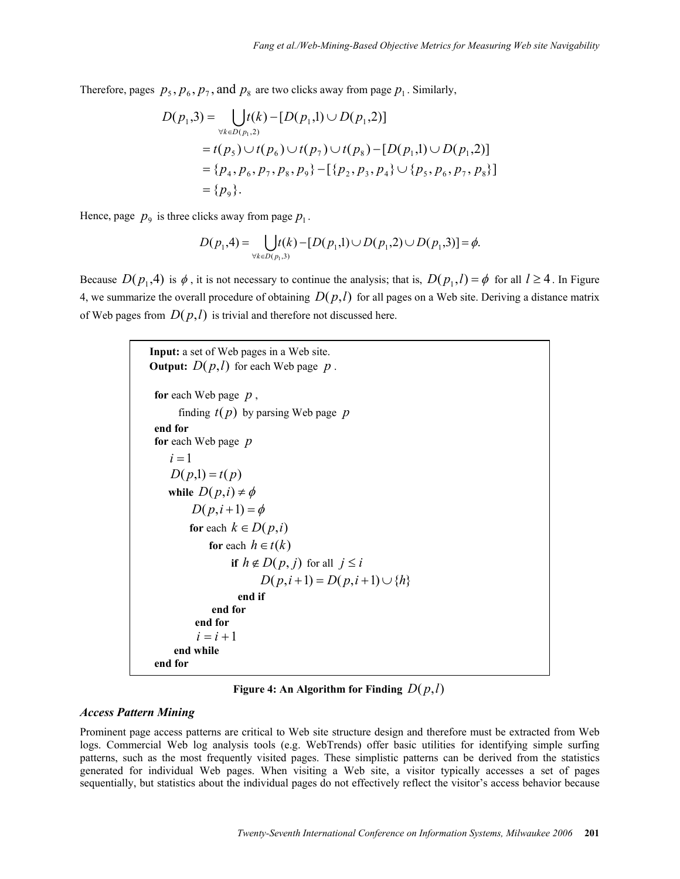Therefore, pages $p_5, p_6, p_7$, and $p_8$ are two clicks away from page $p_1$. Similarly,

$$
\begin{aligned}
D(p_1,3) &= \bigcup_{\forall k \in D(p_1,2)} t(k) - [D(p_1,1) \cup D(p_1,2)] \\
&= t(p_5) \cup t(p_6) \cup t(p_7) \cup t(p_8) - [D(p_1,1) \cup D(p_1,2)] \\
&= \{p_4, p_6, p_7, p_8, p_9\} - [\{p_2, p_3, p_4\} \cup \{p_5, p_6, p_7, p_8\}] \\
&= \{p_9\}.
\end{aligned}
$$

Hence, page $p_9$ is three clicks away from page $p_1$.

$$
D(p_1,4) = \bigcup_{\forall k \in D(p_1,3)} t(k) - [D(p_1,1) \cup D(p_1,2) \cup D(p_1,3)] = \phi.
$$

Because $D(p_1,4)$ is $\phi$, it is not necessary to continue the analysis; that is, $D(p_1,l) = \phi$ for all $l \geq 4$. In Figure 4, we summarize the overall procedure of obtaining $D(p,l)$ for all pages on a Web site. Deriving a distance matrix of Web pages from $D(p,l)$ is trivial and therefore not discussed here.

```
Input: a set of Web pages in a Web site.
Output: D(p,l) for each Web page p.

for each Web page p,
    finding t(p) by parsing Web page p
end for
for each Web page p
    i = 1
    D(p,1) = t(p)
    while D(p,i) ≠ φ
        D(p,i+1) = φ
        for each k ∈ D(p,i)
            for each h ∈ t(k)
                if h ∉ D(p,j) for all j ≤ i
                    D(p,i+1) = D(p,i+1) ∪ {h}
                end if
            end for
        end for
        i = i + 1
    end while
end for
```

**Figure 4: An Algorithm for Finding $D(p,l)$**

### *Access Pattern Mining*

Prominent page access patterns are critical to Web site structure design and therefore must be extracted from Web logs. Commercial Web log analysis tools (e.g. WebTrends) offer basic utilities for identifying simple surfing patterns, such as the most frequently visited pages. These simplistic patterns can be derived from the statistics generated for individual Web pages. When visiting a Web site, a visitor typically accesses a set of pages sequentially, but statistics about the individual pages do not effectively reflect the visitor's access behavior because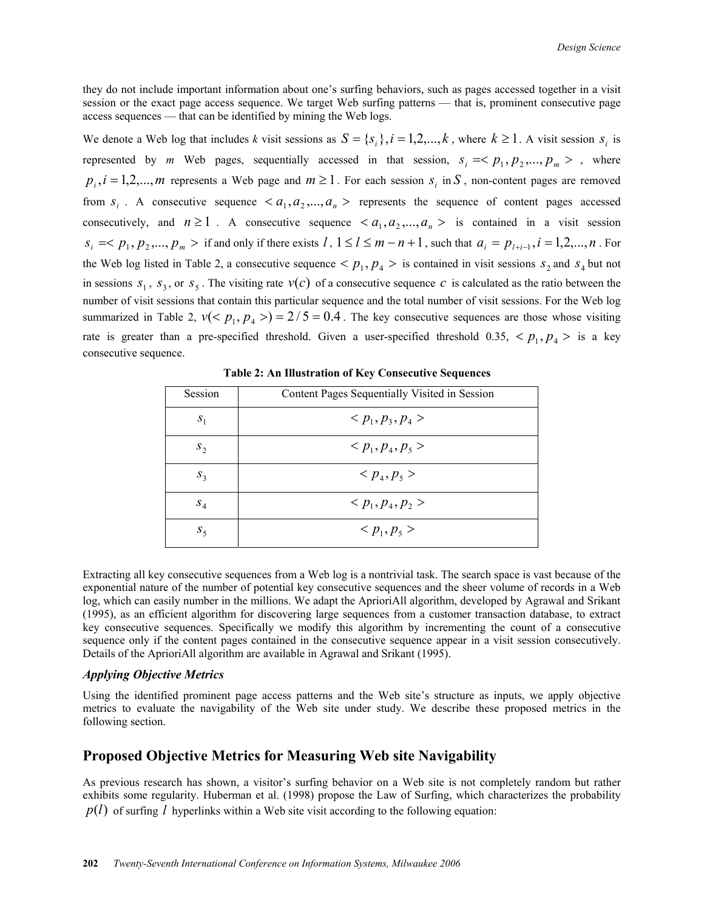they do not include important information about one's surfing behaviors, such as pages accessed together in a visit session or the exact page access sequence. We target Web surfing patterns — that is, prominent consecutive page access sequences — that can be identified by mining the Web logs.

We denote a Web log that includes *k* visit sessions as $S = \{s_i\}, i = 1,2,...,k$, where $k \geq 1$. A visit session $s_i$ is represented by *m* Web pages, sequentially accessed in that session, $s_i = < p_1, p_2,..., p_m >$, where $p_i, i = 1,2,...,m$ represents a Web page and $m \geq 1$. For each session $s_i$ in $S$, non-content pages are removed from $s_i$. A consecutive sequence $< a_1, a_2,..., a_n >$ represents the sequence of content pages accessed consecutively, and $n \geq 1$. A consecutive sequence $< a_1, a_2,..., a_n >$ is contained in a visit session $s_i = < p_1, p_2,..., p_m >$ if and only if there exists $l$, $1 \leq l \leq m - n + 1$, such that $a_i = p_{l+i-1}, i = 1,2,...,n$. For the Web log listed in Table 2, a consecutive sequence $< p_1, p_4 >$ is contained in visit sessions $s_2$ and $s_4$ but not in sessions $s_1$, $s_3$, or $s_5$. The visiting rate $v(c)$ of a consecutive sequence $c$ is calculated as the ratio between the number of visit sessions that contain this particular sequence and the total number of visit sessions. For the Web log summarized in Table 2, $v(< p_1, p_4 >) = 2/5 = 0.4$. The key consecutive sequences are those whose visiting rate is greater than a pre-specified threshold. Given a user-specified threshold 0.35, $< p_1, p_4 >$ is a key consecutive sequence.

**Table 2: An Illustration of Key Consecutive Sequences**

| Session | Content Pages Sequentially Visited in Session |
|---|---|
| $s_1$ | $< p_1, p_3, p_4 >$ |
| $s_2$ | $< p_1, p_4, p_5 >$ |
| $s_3$ | $< p_4, p_5 >$ |
| $s_4$ | $< p_1, p_4, p_2 >$ |
| $s_5$ | $< p_1, p_5 >$ |

Extracting all key consecutive sequences from a Web log is a nontrivial task. The search space is vast because of the exponential nature of the number of potential key consecutive sequences and the sheer volume of records in a Web log, which can easily number in the millions. We adapt the AprioriAll algorithm, developed by Agrawal and Srikant (1995), as an efficient algorithm for discovering large sequences from a customer transaction database, to extract key consecutive sequences. Specifically we modify this algorithm by incrementing the count of a consecutive sequence only if the content pages contained in the consecutive sequence appear in a visit session consecutively. Details of the AprioriAll algorithm are available in Agrawal and Srikant (1995).

### *Applying Objective Metrics*

Using the identified prominent page access patterns and the Web site's structure as inputs, we apply objective metrics to evaluate the navigability of the Web site under study. We describe these proposed metrics in the following section.

## Proposed Objective Metrics for Measuring Web site Navigability

As previous research has shown, a visitor's surfing behavior on a Web site is not completely random but rather exhibits some regularity. Huberman et al. (1998) propose the Law of Surfing, which characterizes the probability $p(l)$ of surfing $l$ hyperlinks within a Web site visit according to the following equation: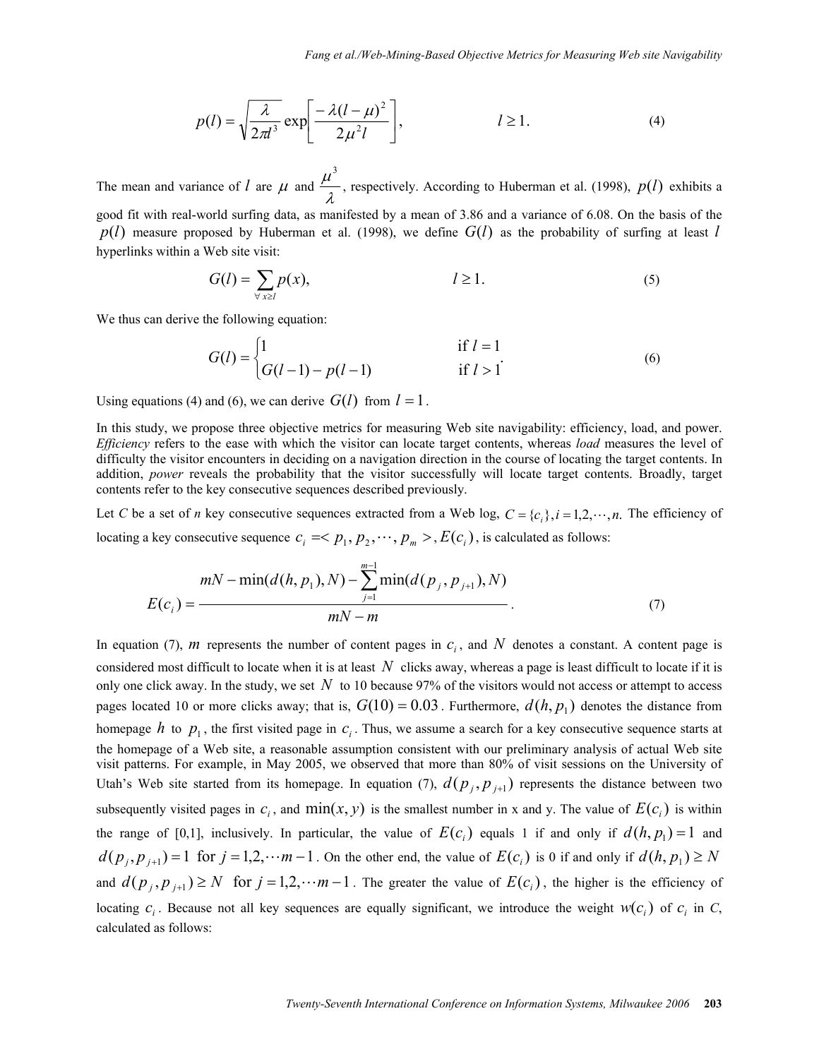$$p(l) = \sqrt{\frac{\lambda}{2\pi l^3}} \exp\left[\frac{-\lambda(l-\mu)^2}{2\mu^2 l}\right], \qquad l \geq 1. \tag{4}$$

The mean and variance of $l$ are $\mu$ and $\frac{\mu^3}{\lambda}$, respectively. According to Huberman et al. (1998), $p(l)$ exhibits a good fit with real-world surfing data, as manifested by a mean of 3.86 and a variance of 6.08. On the basis of the $p(l)$ measure proposed by Huberman et al. (1998), we define $G(l)$ as the probability of surfing at least $l$ hyperlinks within a Web site visit:

$$G(l) = \sum_{\forall x \geq l} p(x), \qquad l \geq 1. \tag{5}$$

We thus can derive the following equation:

$$G(l) = \begin{cases} 1 & \text{if } l = 1 \\ G(l-1) - p(l-1) & \text{if } l > 1 \end{cases}. \tag{6}$$

Using equations (4) and (6), we can derive $G(l)$ from $l = 1$.

In this study, we propose three objective metrics for measuring Web site navigability: efficiency, load, and power. *Efficiency* refers to the ease with which the visitor can locate target contents, whereas *load* measures the level of difficulty the visitor encounters in deciding on a navigation direction in the course of locating the target contents. In addition, *power* reveals the probability that the visitor successfully will locate target contents. Broadly, target contents refer to the key consecutive sequences described previously.

Let *C* be a set of *n* key consecutive sequences extracted from a Web log, $C = \{c_i\}, i = 1,2,\cdots,n.$ The efficiency of locating a key consecutive sequence $c_i =< p_1, p_2, \cdots, p_m >, E(c_i)$, is calculated as follows:

$$E(c_i) = \frac{mN - \min(d(h, p_1), N) - \sum_{j=1}^{m-1} \min(d(p_j, p_{j+1}), N)}{mN - m}. \tag{7}$$

In equation (7), $m$ represents the number of content pages in $c_i$, and $N$ denotes a constant. A content page is considered most difficult to locate when it is at least $N$ clicks away, whereas a page is least difficult to locate if it is only one click away. In the study, we set $N$ to 10 because 97% of the visitors would not access or attempt to access pages located 10 or more clicks away; that is, $G(10) = 0.03$. Furthermore, $d(h, p_1)$ denotes the distance from homepage $h$ to $p_1$, the first visited page in $c_i$. Thus, we assume a search for a key consecutive sequence starts at the homepage of a Web site, a reasonable assumption consistent with our preliminary analysis of actual Web site visit patterns. For example, in May 2005, we observed that more than 80% of visit sessions on the University of Utah's Web site started from its homepage. In equation (7), $d(p_j, p_{j+1})$ represents the distance between two subsequently visited pages in $c_i$, and $\min(x, y)$ is the smallest number in x and y. The value of $E(c_i)$ is within the range of [0,1], inclusively. In particular, the value of $E(c_i)$ equals 1 if and only if $d(h, p_1) = 1$ and $d(p_j, p_{j+1}) = 1$ for $j = 1,2,\cdots m-1$. On the other end, the value of $E(c_i)$ is 0 if and only if $d(h, p_1) \geq N$ and $d(p_j, p_{j+1}) \geq N$ for $j = 1,2,\cdots m-1$. The greater the value of $E(c_i)$, the higher is the efficiency of locating $c_i$. Because not all key sequences are equally significant, we introduce the weight $w(c_i)$ of $c_i$ in *C*, calculated as follows: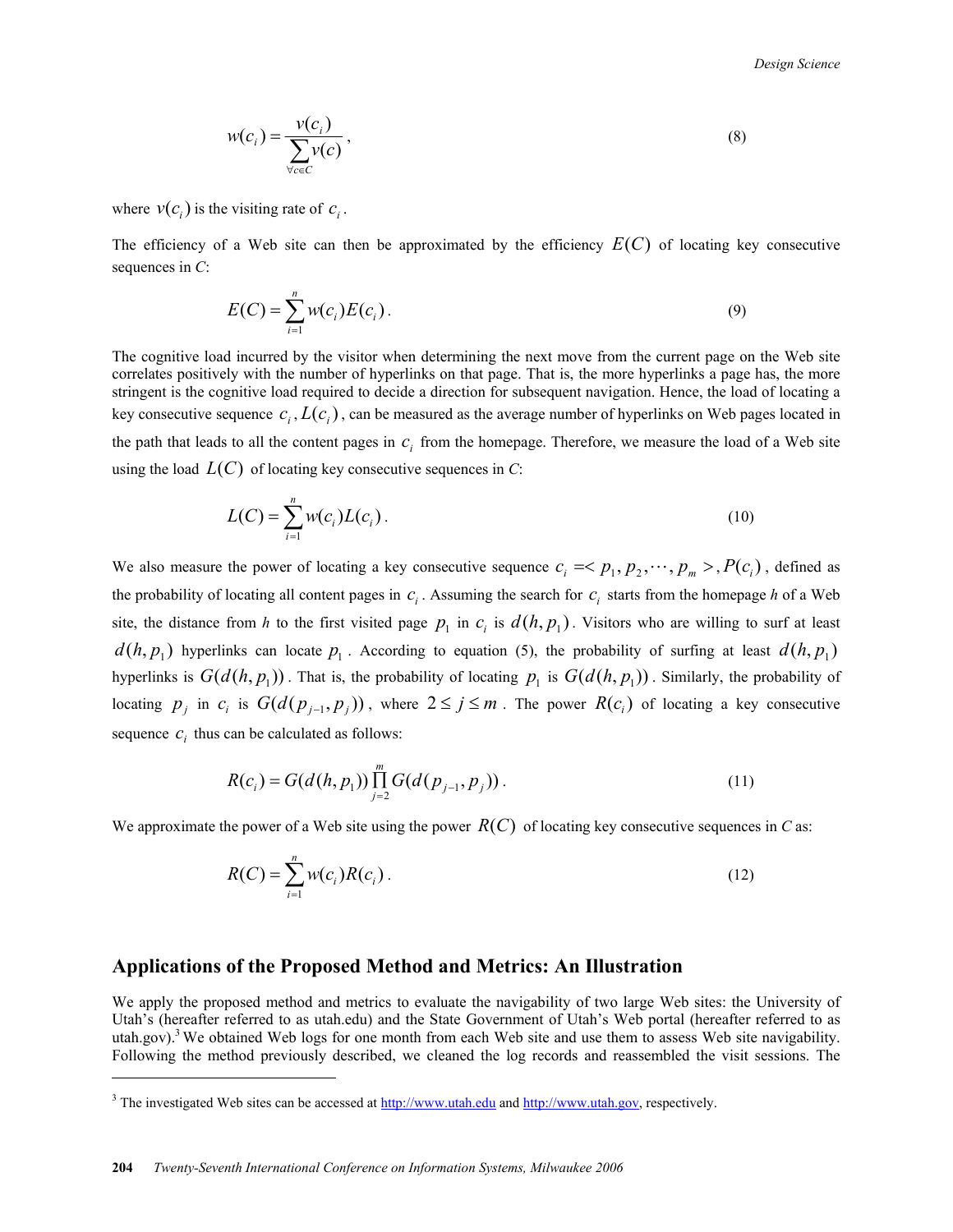$$w(c_i) = \frac{v(c_i)}{\sum_{\forall c \in C} v(c)}, \tag{8}$$

where $v(c_i)$ is the visiting rate of $c_i$.

The efficiency of a Web site can then be approximated by the efficiency $E(C)$ of locating key consecutive sequences in *C*:

$$E(C) = \sum_{i=1}^{n} w(c_i) E(c_i). \tag{9}$$

The cognitive load incurred by the visitor when determining the next move from the current page on the Web site correlates positively with the number of hyperlinks on that page. That is, the more hyperlinks a page has, the more stringent is the cognitive load required to decide a direction for subsequent navigation. Hence, the load of locating a key consecutive sequence $c_i$, $L(c_i)$, can be measured as the average number of hyperlinks on Web pages located in the path that leads to all the content pages in $c_i$ from the homepage. Therefore, we measure the load of a Web site using the load $L(C)$ of locating key consecutive sequences in *C*:

$$L(C) = \sum_{i=1}^{n} w(c_i) L(c_i). \tag{10}$$

We also measure the power of locating a key consecutive sequence $c_i = < p_1, p_2, \cdots, p_m >$, $P(c_i)$, defined as the probability of locating all content pages in $c_i$. Assuming the search for $c_i$ starts from the homepage *h* of a Web site, the distance from *h* to the first visited page $p_1$ in $c_i$ is $d(h, p_1)$. Visitors who are willing to surf at least $d(h, p_1)$ hyperlinks can locate $p_1$. According to equation (5), the probability of surfing at least $d(h, p_1)$ hyperlinks is $G(d(h, p_1))$. That is, the probability of locating $p_1$ is $G(d(h, p_1))$. Similarly, the probability of locating $p_j$ in $c_i$ is $G(d(p_{j-1}, p_j))$, where $2 \le j \le m$. The power $R(c_i)$ of locating a key consecutive sequence $c_i$ thus can be calculated as follows:

$$R(c_i) = G(d(h, p_1)) \prod_{j=2}^{m} G(d(p_{j-1}, p_j)). \tag{11}$$

We approximate the power of a Web site using the power $R(C)$ of locating key consecutive sequences in *C* as:

$$R(C) = \sum_{i=1}^{n} w(c_i) R(c_i). \tag{12}$$

## Applications of the Proposed Method and Metrics: An Illustration

We apply the proposed method and metrics to evaluate the navigability of two large Web sites: the University of Utah's (hereafter referred to as utah.edu) and the State Government of Utah's Web portal (hereafter referred to as utah.gov).[3] We obtained Web logs for one month from each Web site and use them to assess Web site navigability. Following the method previously described, we cleaned the log records and reassembled the visit sessions. The

[3] The investigated Web sites can be accessed at http://www.utah.edu and http://www.utah.gov, respectively.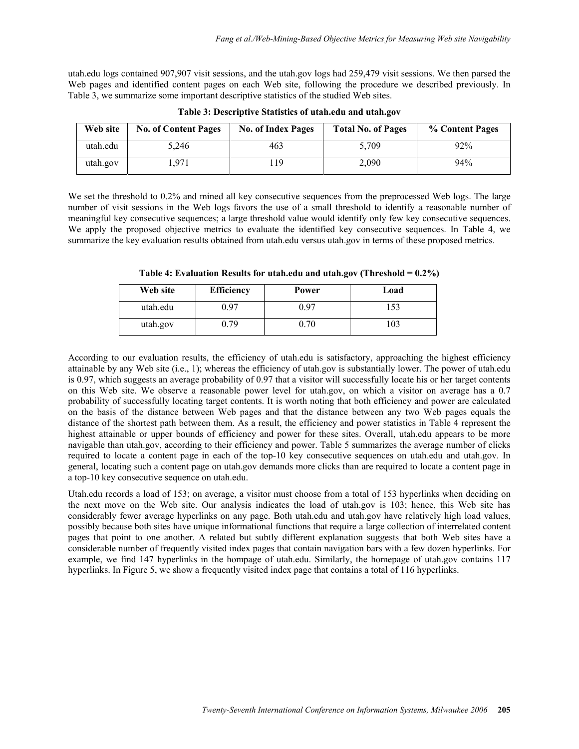utah.edu logs contained 907,907 visit sessions, and the utah.gov logs had 259,479 visit sessions. We then parsed the Web pages and identified content pages on each Web site, following the procedure we described previously. In Table 3, we summarize some important descriptive statistics of the studied Web sites.

**Table 3: Descriptive Statistics of utah.edu and utah.gov**

| Web site | No. of Content Pages | No. of Index Pages | Total No. of Pages | % Content Pages |
|---|---|---|---|---|
| utah.edu | 5,246 | 463 | 5,709 | 92% |
| utah.gov | 1,971 | 119 | 2,090 | 94% |

We set the threshold to 0.2% and mined all key consecutive sequences from the preprocessed Web logs. The large number of visit sessions in the Web logs favors the use of a small threshold to identify a reasonable number of meaningful key consecutive sequences; a large threshold value would identify only few key consecutive sequences. We apply the proposed objective metrics to evaluate the identified key consecutive sequences. In Table 4, we summarize the key evaluation results obtained from utah.edu versus utah.gov in terms of these proposed metrics.

**Table 4: Evaluation Results for utah.edu and utah.gov (Threshold = 0.2%)**

| Web site | Efficiency | Power | Load |
|---|---|---|---|
| utah.edu | 0.97 | 0.97 | 153 |
| utah.gov | 0.79 | 0.70 | 103 |

According to our evaluation results, the efficiency of utah.edu is satisfactory, approaching the highest efficiency attainable by any Web site (i.e., 1); whereas the efficiency of utah.gov is substantially lower. The power of utah.edu is 0.97, which suggests an average probability of 0.97 that a visitor will successfully locate his or her target contents on this Web site. We observe a reasonable power level for utah.gov, on which a visitor on average has a 0.7 probability of successfully locating target contents. It is worth noting that both efficiency and power are calculated on the basis of the distance between Web pages and that the distance between any two Web pages equals the distance of the shortest path between them. As a result, the efficiency and power statistics in Table 4 represent the highest attainable or upper bounds of efficiency and power for these sites. Overall, utah.edu appears to be more navigable than utah.gov, according to their efficiency and power. Table 5 summarizes the average number of clicks required to locate a content page in each of the top-10 key consecutive sequences on utah.edu and utah.gov. In general, locating such a content page on utah.gov demands more clicks than are required to locate a content page in a top-10 key consecutive sequence on utah.edu.

Utah.edu records a load of 153; on average, a visitor must choose from a total of 153 hyperlinks when deciding on the next move on the Web site. Our analysis indicates the load of utah.gov is 103; hence, this Web site has considerably fewer average hyperlinks on any page. Both utah.edu and utah.gov have relatively high load values, possibly because both sites have unique informational functions that require a large collection of interrelated content pages that point to one another. A related but subtly different explanation suggests that both Web sites have a considerable number of frequently visited index pages that contain navigation bars with a few dozen hyperlinks. For example, we find 147 hyperlinks in the hompage of utah.edu. Similarly, the homepage of utah.gov contains 117 hyperlinks. In Figure 5, we show a frequently visited index page that contains a total of 116 hyperlinks.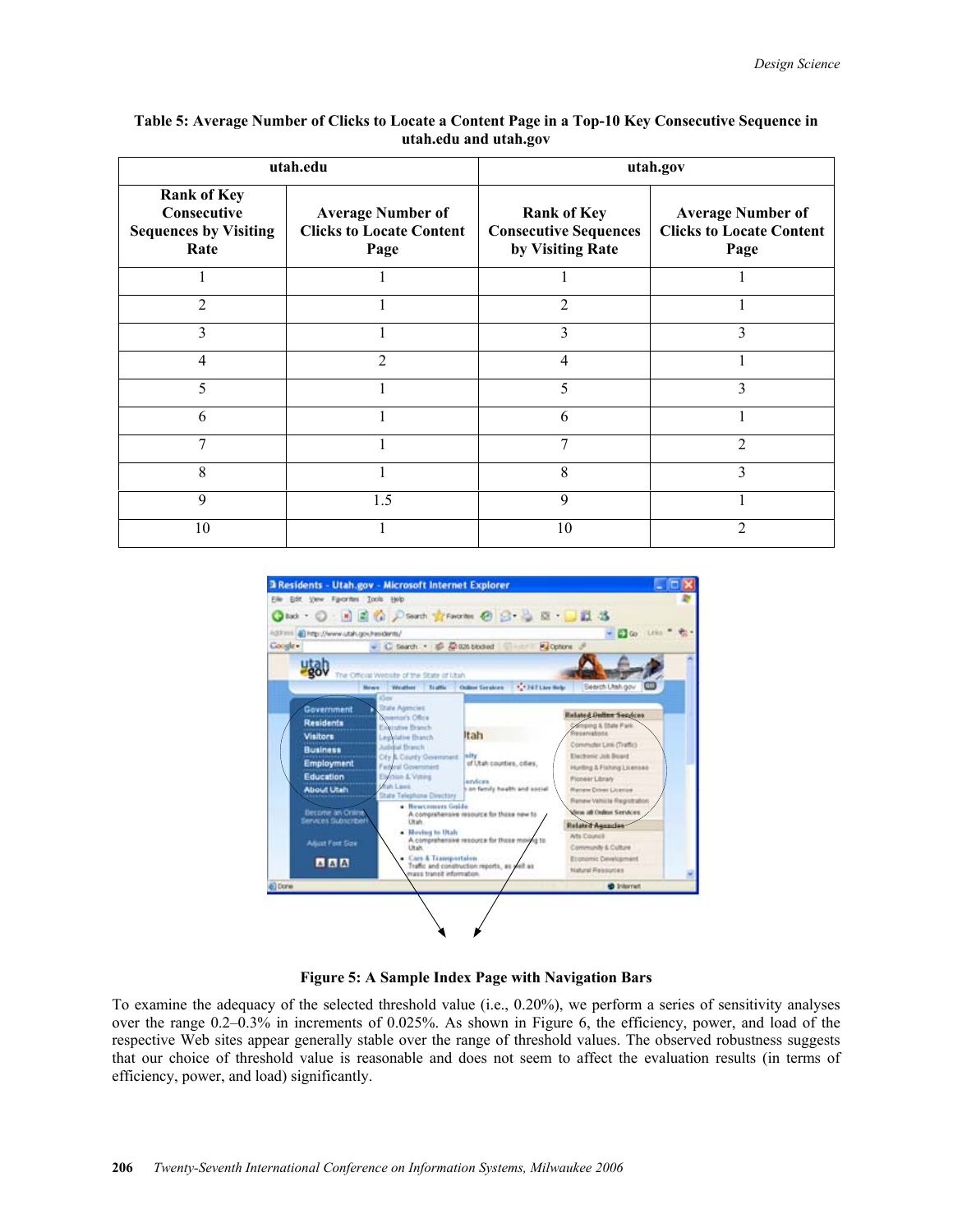**Table 5: Average Number of Clicks to Locate a Content Page in a Top-10 Key Consecutive Sequence in utah.edu and utah.gov**

| utah.edu | | utah.gov | |
|---|---|---|---|
| Rank of Key Consecutive Sequences by Visiting Rate | Average Number of Clicks to Locate Content Page | Rank of Key Consecutive Sequences by Visiting Rate | Average Number of Clicks to Locate Content Page |
| 1 | 1 | 1 | 1 |
| 2 | 1 | 2 | 1 |
| 3 | 1 | 3 | 3 |
| 4 | 2 | 4 | 1 |
| 5 | 1 | 5 | 3 |
| 6 | 1 | 6 | 1 |
| 7 | 1 | 7 | 2 |
| 8 | 1 | 8 | 3 |
| 9 | 1.5 | 9 | 1 |
| 10 | 1 | 10 | 2 |

**Figure 5: A Sample Index Page with Navigation Bars**

To examine the adequacy of the selected threshold value (i.e., 0.20%), we perform a series of sensitivity analyses over the range 0.2–0.3% in increments of 0.025%. As shown in Figure 6, the efficiency, power, and load of the respective Web sites appear generally stable over the range of threshold values. The observed robustness suggests that our choice of threshold value is reasonable and does not seem to affect the evaluation results (in terms of efficiency, power, and load) significantly.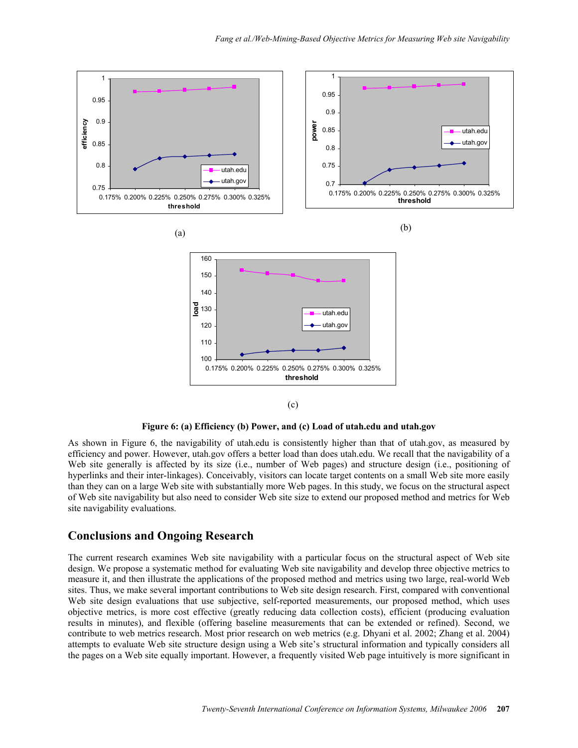Figure 6: (a) Efficiency (b) Power, and (c) Load of utah.edu and utah.gov

As shown in Figure 6, the navigability of utah.edu is consistently higher than that of utah.gov, as measured by efficiency and power. However, utah.gov offers a better load than does utah.edu. We recall that the navigability of a Web site generally is affected by its size (i.e., number of Web pages) and structure design (i.e., positioning of hyperlinks and their inter-linkages). Conceivably, visitors can locate target contents on a small Web site more easily than they can on a large Web site with substantially more Web pages. In this study, we focus on the structural aspect of Web site navigability but also need to consider Web site size to extend our proposed method and metrics for Web site navigability evaluations.

## Conclusions and Ongoing Research

The current research examines Web site navigability with a particular focus on the structural aspect of Web site design. We propose a systematic method for evaluating Web site navigability and develop three objective metrics to measure it, and then illustrate the applications of the proposed method and metrics using two large, real-world Web sites. Thus, we make several important contributions to Web site design research. First, compared with conventional Web site design evaluations that use subjective, self-reported measurements, our proposed method, which uses objective metrics, is more cost effective (greatly reducing data collection costs), efficient (producing evaluation results in minutes), and flexible (offering baseline measurements that can be extended or refined). Second, we contribute to web metrics research. Most prior research on web metrics (e.g. Dhyani et al. 2002; Zhang et al. 2004) attempts to evaluate Web site structure design using a Web site's structural information and typically considers all the pages on a Web site equally important. However, a frequently visited Web page intuitively is more significant in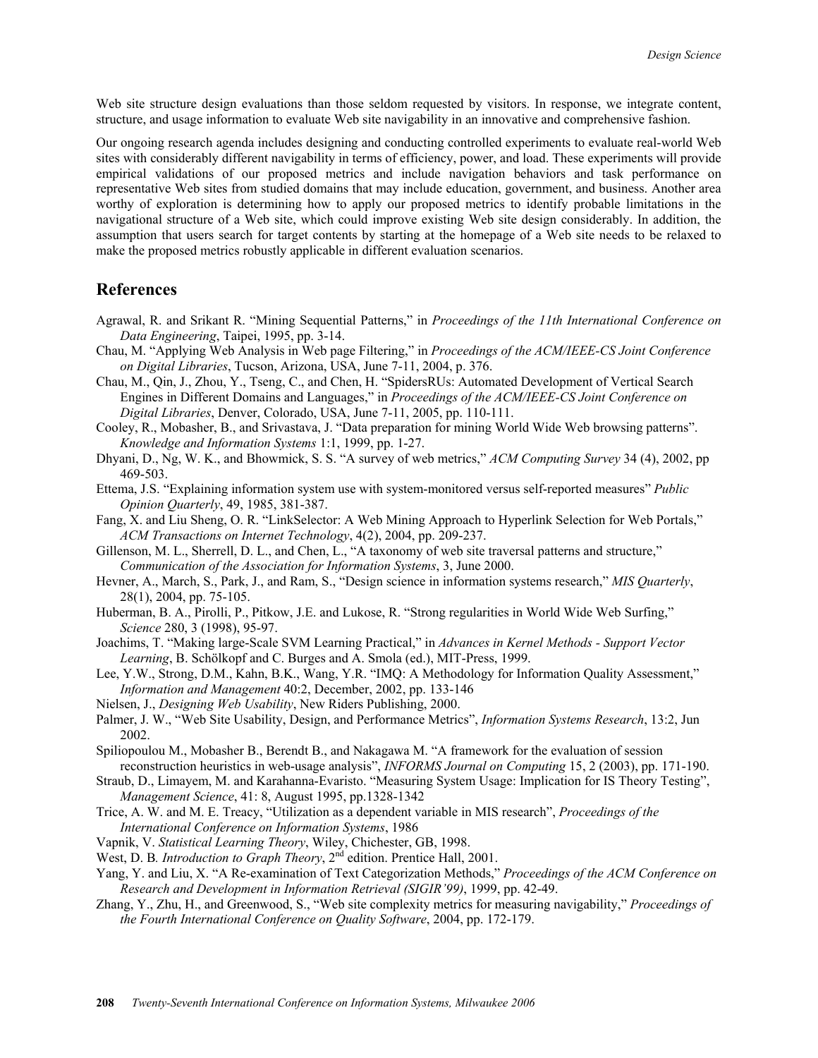Web site structure design evaluations than those seldom requested by visitors. In response, we integrate content, structure, and usage information to evaluate Web site navigability in an innovative and comprehensive fashion.

Our ongoing research agenda includes designing and conducting controlled experiments to evaluate real-world Web sites with considerably different navigability in terms of efficiency, power, and load. These experiments will provide empirical validations of our proposed metrics and include navigation behaviors and task performance on representative Web sites from studied domains that may include education, government, and business. Another area worthy of exploration is determining how to apply our proposed metrics to identify probable limitations in the navigational structure of a Web site, which could improve existing Web site design considerably. In addition, the assumption that users search for target contents by starting at the homepage of a Web site needs to be relaxed to make the proposed metrics robustly applicable in different evaluation scenarios.

## References

Agrawal, R. and Srikant R. "Mining Sequential Patterns," in *Proceedings of the 11th International Conference on Data Engineering*, Taipei, 1995, pp. 3-14.

Chau, M. "Applying Web Analysis in Web page Filtering," in *Proceedings of the ACM/IEEE-CS Joint Conference on Digital Libraries*, Tucson, Arizona, USA, June 7-11, 2004, p. 376.

Chau, M., Qin, J., Zhou, Y., Tseng, C., and Chen, H. "SpidersRUs: Automated Development of Vertical Search Engines in Different Domains and Languages," in *Proceedings of the ACM/IEEE-CS Joint Conference on Digital Libraries*, Denver, Colorado, USA, June 7-11, 2005, pp. 110-111.

Cooley, R., Mobasher, B., and Srivastava, J. "Data preparation for mining World Wide Web browsing patterns". *Knowledge and Information Systems* 1:1, 1999, pp. 1-27.

Dhyani, D., Ng, W. K., and Bhowmick, S. S. "A survey of web metrics," *ACM Computing Survey* 34 (4), 2002, pp 469-503.

Ettema, J.S. "Explaining information system use with system-monitored versus self-reported measures" *Public Opinion Quarterly*, 49, 1985, 381-387.

Fang, X. and Liu Sheng, O. R. "LinkSelector: A Web Mining Approach to Hyperlink Selection for Web Portals," *ACM Transactions on Internet Technology*, 4(2), 2004, pp. 209-237.

Gillenson, M. L., Sherrell, D. L., and Chen, L., "A taxonomy of web site traversal patterns and structure," *Communication of the Association for Information Systems*, 3, June 2000.

Hevner, A., March, S., Park, J., and Ram, S., "Design science in information systems research," *MIS Quarterly*, 28(1), 2004, pp. 75-105.

Huberman, B. A., Pirolli, P., Pitkow, J.E. and Lukose, R. "Strong regularities in World Wide Web Surfing," *Science* 280, 3 (1998), 95-97.

Joachims, T. "Making large-Scale SVM Learning Practical," in *Advances in Kernel Methods - Support Vector Learning*, B. Schölkopf and C. Burges and A. Smola (ed.), MIT-Press, 1999.

Lee, Y.W., Strong, D.M., Kahn, B.K., Wang, Y.R. "IMQ: A Methodology for Information Quality Assessment," *Information and Management* 40:2, December, 2002, pp. 133-146

Nielsen, J., *Designing Web Usability*, New Riders Publishing, 2000.

Palmer, J. W., "Web Site Usability, Design, and Performance Metrics", *Information Systems Research*, 13:2, Jun 2002.

Spiliopoulou M., Mobasher B., Berendt B., and Nakagawa M. "A framework for the evaluation of session reconstruction heuristics in web-usage analysis", *INFORMS Journal on Computing* 15, 2 (2003), pp. 171-190.

Straub, D., Limayem, M. and Karahanna-Evaristo. "Measuring System Usage: Implication for IS Theory Testing", *Management Science*, 41: 8, August 1995, pp.1328-1342

Trice, A. W. and M. E. Treacy, "Utilization as a dependent variable in MIS research", *Proceedings of the International Conference on Information Systems*, 1986

Vapnik, V. *Statistical Learning Theory*, Wiley, Chichester, GB, 1998.

West, D. B. *Introduction to Graph Theory*, 2nd edition. Prentice Hall, 2001.

Yang, Y. and Liu, X. "A Re-examination of Text Categorization Methods," *Proceedings of the ACM Conference on Research and Development in Information Retrieval (SIGIR'99)*, 1999, pp. 42-49.

Zhang, Y., Zhu, H., and Greenwood, S., "Web site complexity metrics for measuring navigability," *Proceedings of the Fourth International Conference on Quality Software*, 2004, pp. 172-179.